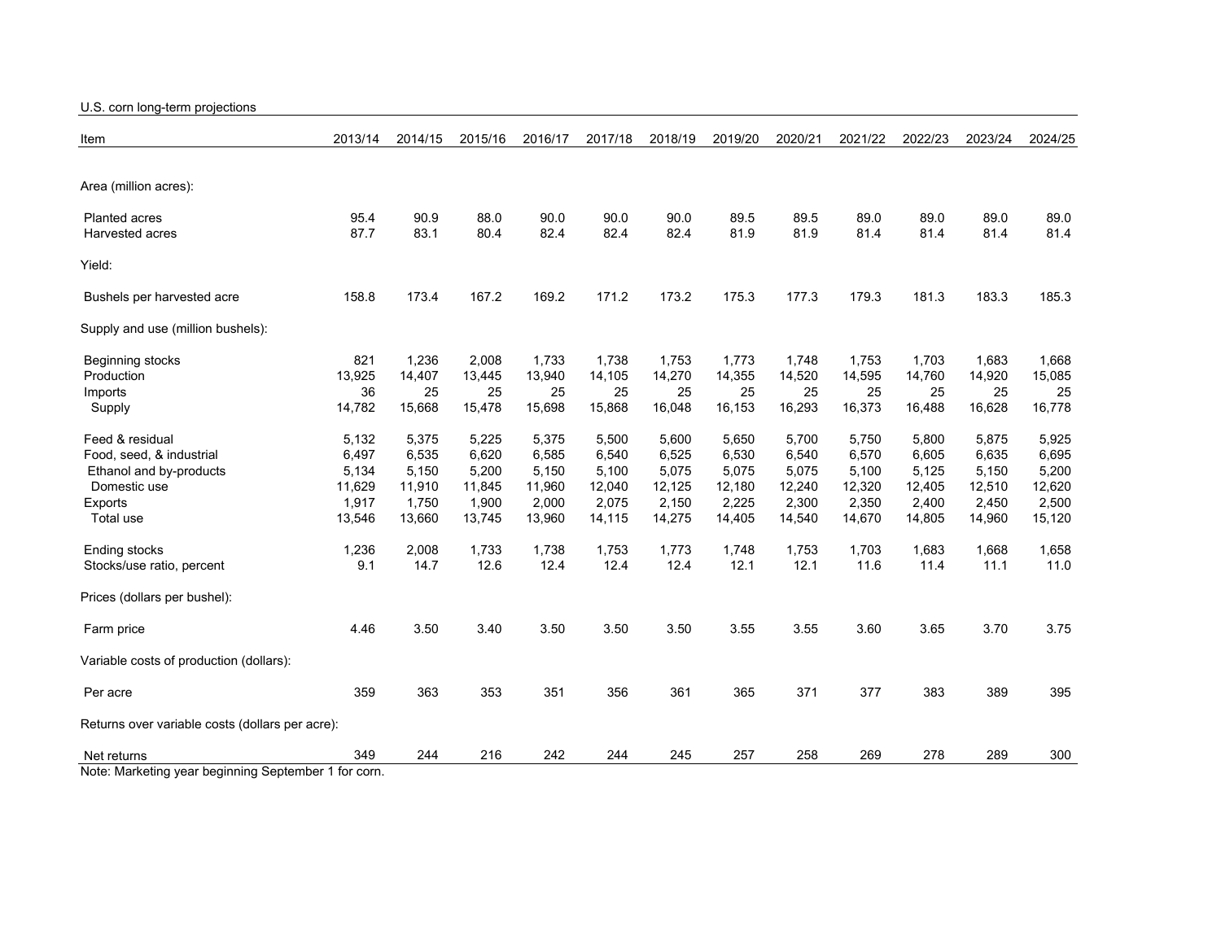U.S. corn long-term projections

| Item | 2013/14 | 2014/15 | 2015/16 | 2016/17 | 2017/18 | 2018/19 | 2019/20 | 2020/21 | 2021/22 | 2022/23 | 2023/24 | 2024/25 |
|---|---|---|---|---|---|---|---|---|---|---|---|---|
| Area (million acres): | | | | | | | | | | | | |
| Planted acres | 95.4 | 90.9 | 88.0 | 90.0 | 90.0 | 90.0 | 89.5 | 89.5 | 89.0 | 89.0 | 89.0 | 89.0 |
| Harvested acres | 87.7 | 83.1 | 80.4 | 82.4 | 82.4 | 82.4 | 81.9 | 81.9 | 81.4 | 81.4 | 81.4 | 81.4 |
| Yield: | | | | | | | | | | | | |
| Bushels per harvested acre | 158.8 | 173.4 | 167.2 | 169.2 | 171.2 | 173.2 | 175.3 | 177.3 | 179.3 | 181.3 | 183.3 | 185.3 |
| Supply and use (million bushels): | | | | | | | | | | | | |
| Beginning stocks | 821 | 1,236 | 2,008 | 1,733 | 1,738 | 1,753 | 1,773 | 1,748 | 1,753 | 1,703 | 1,683 | 1,668 |
| Production | 13,925 | 14,407 | 13,445 | 13,940 | 14,105 | 14,270 | 14,355 | 14,520 | 14,595 | 14,760 | 14,920 | 15,085 |
| Imports | 36 | 25 | 25 | 25 | 25 | 25 | 25 | 25 | 25 | 25 | 25 | 25 |
| Supply | 14,782 | 15,668 | 15,478 | 15,698 | 15,868 | 16,048 | 16,153 | 16,293 | 16,373 | 16,488 | 16,628 | 16,778 |
| Feed & residual | 5,132 | 5,375 | 5,225 | 5,375 | 5,500 | 5,600 | 5,650 | 5,700 | 5,750 | 5,800 | 5,875 | 5,925 |
| Food, seed, & industrial | 6,497 | 6,535 | 6,620 | 6,585 | 6,540 | 6,525 | 6,530 | 6,540 | 6,570 | 6,605 | 6,635 | 6,695 |
| Ethanol and by-products | 5,134 | 5,150 | 5,200 | 5,150 | 5,100 | 5,075 | 5,075 | 5,075 | 5,100 | 5,125 | 5,150 | 5,200 |
| Domestic use | 11,629 | 11,910 | 11,845 | 11,960 | 12,040 | 12,125 | 12,180 | 12,240 | 12,320 | 12,405 | 12,510 | 12,620 |
| Exports | 1,917 | 1,750 | 1,900 | 2,000 | 2,075 | 2,150 | 2,225 | 2,300 | 2,350 | 2,400 | 2,450 | 2,500 |
| Total use | 13,546 | 13,660 | 13,745 | 13,960 | 14,115 | 14,275 | 14,405 | 14,540 | 14,670 | 14,805 | 14,960 | 15,120 |
| Ending stocks | 1,236 | 2,008 | 1,733 | 1,738 | 1,753 | 1,773 | 1,748 | 1,753 | 1,703 | 1,683 | 1,668 | 1,658 |
| Stocks/use ratio, percent | 9.1 | 14.7 | 12.6 | 12.4 | 12.4 | 12.4 | 12.1 | 12.1 | 11.6 | 11.4 | 11.1 | 11.0 |
| Prices (dollars per bushel): | | | | | | | | | | | | |
| Farm price | 4.46 | 3.50 | 3.40 | 3.50 | 3.50 | 3.50 | 3.55 | 3.55 | 3.60 | 3.65 | 3.70 | 3.75 |
| Variable costs of production (dollars): | | | | | | | | | | | | |
| Per acre | 359 | 363 | 353 | 351 | 356 | 361 | 365 | 371 | 377 | 383 | 389 | 395 |
| Returns over variable costs (dollars per acre): | | | | | | | | | | | | |
| Net returns | 349 | 244 | 216 | 242 | 244 | 245 | 257 | 258 | 269 | 278 | 289 | 300 |

Note: Marketing year beginning September 1 for corn.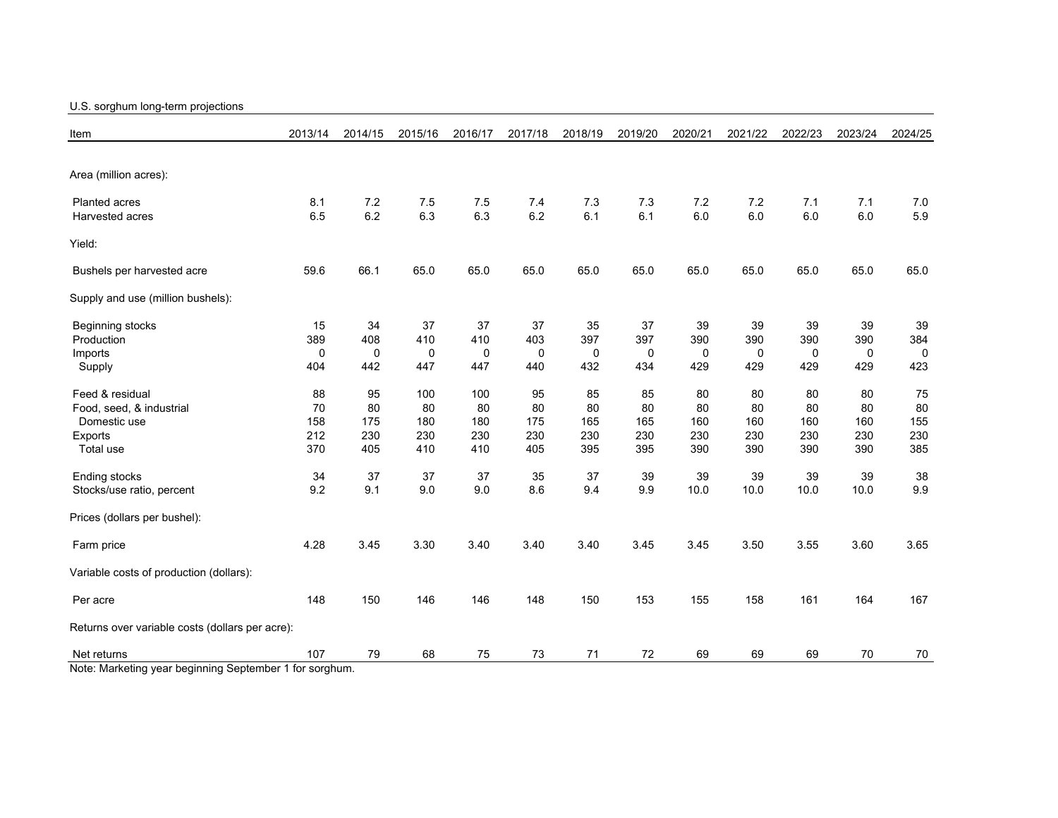U.S. sorghum long-term projections

| Item | 2013/14 | 2014/15 | 2015/16 | 2016/17 | 2017/18 | 2018/19 | 2019/20 | 2020/21 | 2021/22 | 2022/23 | 2023/24 | 2024/25 |
|---|---|---|---|---|---|---|---|---|---|---|---|---|
| Area (million acres): | | | | | | | | | | | | |
| Planted acres | 8.1 | 7.2 | 7.5 | 7.5 | 7.4 | 7.3 | 7.3 | 7.2 | 7.2 | 7.1 | 7.1 | 7.0 |
| Harvested acres | 6.5 | 6.2 | 6.3 | 6.3 | 6.2 | 6.1 | 6.1 | 6.0 | 6.0 | 6.0 | 6.0 | 5.9 |
| Yield: | | | | | | | | | | | | |
| Bushels per harvested acre | 59.6 | 66.1 | 65.0 | 65.0 | 65.0 | 65.0 | 65.0 | 65.0 | 65.0 | 65.0 | 65.0 | 65.0 |
| Supply and use (million bushels): | | | | | | | | | | | | |
| Beginning stocks | 15 | 34 | 37 | 37 | 37 | 35 | 37 | 39 | 39 | 39 | 39 | 39 |
| Production | 389 | 408 | 410 | 410 | 403 | 397 | 397 | 390 | 390 | 390 | 390 | 384 |
| Imports | 0 | 0 | 0 | 0 | 0 | 0 | 0 | 0 | 0 | 0 | 0 | 0 |
| Supply | 404 | 442 | 447 | 447 | 440 | 432 | 434 | 429 | 429 | 429 | 429 | 423 |
| Feed & residual | 88 | 95 | 100 | 100 | 95 | 85 | 85 | 80 | 80 | 80 | 80 | 75 |
| Food, seed, & industrial | 70 | 80 | 80 | 80 | 80 | 80 | 80 | 80 | 80 | 80 | 80 | 80 |
| Domestic use | 158 | 175 | 180 | 180 | 175 | 165 | 165 | 160 | 160 | 160 | 160 | 155 |
| Exports | 212 | 230 | 230 | 230 | 230 | 230 | 230 | 230 | 230 | 230 | 230 | 230 |
| Total use | 370 | 405 | 410 | 410 | 405 | 395 | 395 | 390 | 390 | 390 | 390 | 385 |
| Ending stocks | 34 | 37 | 37 | 37 | 35 | 37 | 39 | 39 | 39 | 39 | 39 | 38 |
| Stocks/use ratio, percent | 9.2 | 9.1 | 9.0 | 9.0 | 8.6 | 9.4 | 9.9 | 10.0 | 10.0 | 10.0 | 10.0 | 9.9 |
| Prices (dollars per bushel): | | | | | | | | | | | | |
| Farm price | 4.28 | 3.45 | 3.30 | 3.40 | 3.40 | 3.40 | 3.45 | 3.45 | 3.50 | 3.55 | 3.60 | 3.65 |
| Variable costs of production (dollars): | | | | | | | | | | | | |
| Per acre | 148 | 150 | 146 | 146 | 148 | 150 | 153 | 155 | 158 | 161 | 164 | 167 |
| Returns over variable costs (dollars per acre): | | | | | | | | | | | | |
| Net returns | 107 | 79 | 68 | 75 | 73 | 71 | 72 | 69 | 69 | 69 | 70 | 70 |

Note: Marketing year beginning September 1 for sorghum.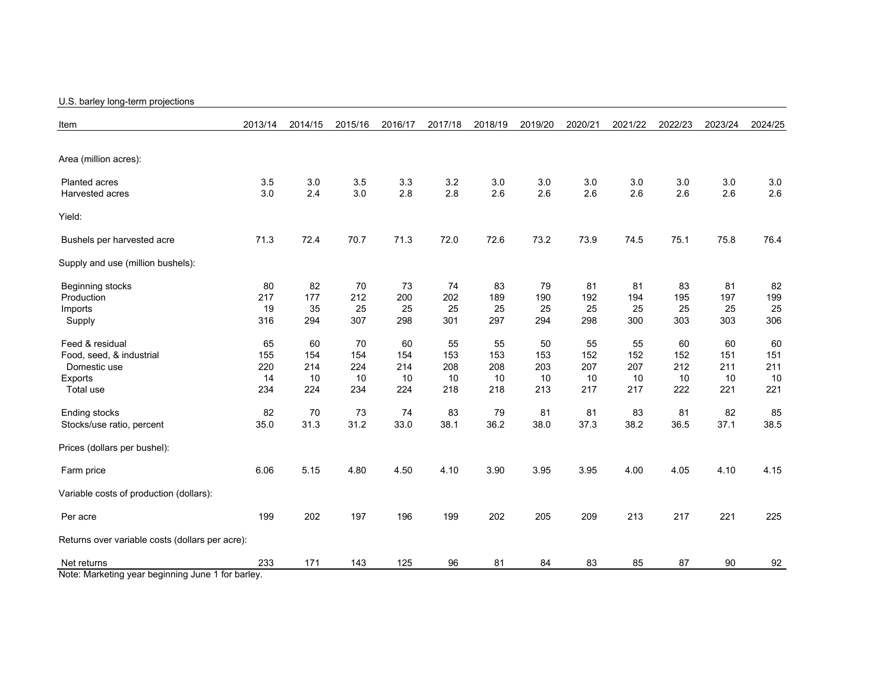U.S. barley long-term projections

| Item | 2013/14 | 2014/15 | 2015/16 | 2016/17 | 2017/18 | 2018/19 | 2019/20 | 2020/21 | 2021/22 | 2022/23 | 2023/24 | 2024/25 |
|---|---|---|---|---|---|---|---|---|---|---|---|---|
| Area (million acres): | | | | | | | | | | | | |
| Planted acres | 3.5 | 3.0 | 3.5 | 3.3 | 3.2 | 3.0 | 3.0 | 3.0 | 3.0 | 3.0 | 3.0 | 3.0 |
| Harvested acres | 3.0 | 2.4 | 3.0 | 2.8 | 2.8 | 2.6 | 2.6 | 2.6 | 2.6 | 2.6 | 2.6 | 2.6 |
| Yield: | | | | | | | | | | | | |
| Bushels per harvested acre | 71.3 | 72.4 | 70.7 | 71.3 | 72.0 | 72.6 | 73.2 | 73.9 | 74.5 | 75.1 | 75.8 | 76.4 |
| Supply and use (million bushels): | | | | | | | | | | | | |
| Beginning stocks | 80 | 82 | 70 | 73 | 74 | 83 | 79 | 81 | 81 | 83 | 81 | 82 |
| Production | 217 | 177 | 212 | 200 | 202 | 189 | 190 | 192 | 194 | 195 | 197 | 199 |
| Imports | 19 | 35 | 25 | 25 | 25 | 25 | 25 | 25 | 25 | 25 | 25 | 25 |
| Supply | 316 | 294 | 307 | 298 | 301 | 297 | 294 | 298 | 300 | 303 | 303 | 306 |
| Feed & residual | 65 | 60 | 70 | 60 | 55 | 55 | 50 | 55 | 55 | 60 | 60 | 60 |
| Food, seed, & industrial | 155 | 154 | 154 | 154 | 153 | 153 | 153 | 152 | 152 | 152 | 151 | 151 |
| Domestic use | 220 | 214 | 224 | 214 | 208 | 208 | 203 | 207 | 207 | 212 | 211 | 211 |
| Exports | 14 | 10 | 10 | 10 | 10 | 10 | 10 | 10 | 10 | 10 | 10 | 10 |
| Total use | 234 | 224 | 234 | 224 | 218 | 218 | 213 | 217 | 217 | 222 | 221 | 221 |
| Ending stocks | 82 | 70 | 73 | 74 | 83 | 79 | 81 | 81 | 83 | 81 | 82 | 85 |
| Stocks/use ratio, percent | 35.0 | 31.3 | 31.2 | 33.0 | 38.1 | 36.2 | 38.0 | 37.3 | 38.2 | 36.5 | 37.1 | 38.5 |
| Prices (dollars per bushel): | | | | | | | | | | | | |
| Farm price | 6.06 | 5.15 | 4.80 | 4.50 | 4.10 | 3.90 | 3.95 | 3.95 | 4.00 | 4.05 | 4.10 | 4.15 |
| Variable costs of production (dollars): | | | | | | | | | | | | |
| Per acre | 199 | 202 | 197 | 196 | 199 | 202 | 205 | 209 | 213 | 217 | 221 | 225 |
| Returns over variable costs (dollars per acre): | | | | | | | | | | | | |
| Net returns | 233 | 171 | 143 | 125 | 96 | 81 | 84 | 83 | 85 | 87 | 90 | 92 |

Note: Marketing year beginning June 1 for barley.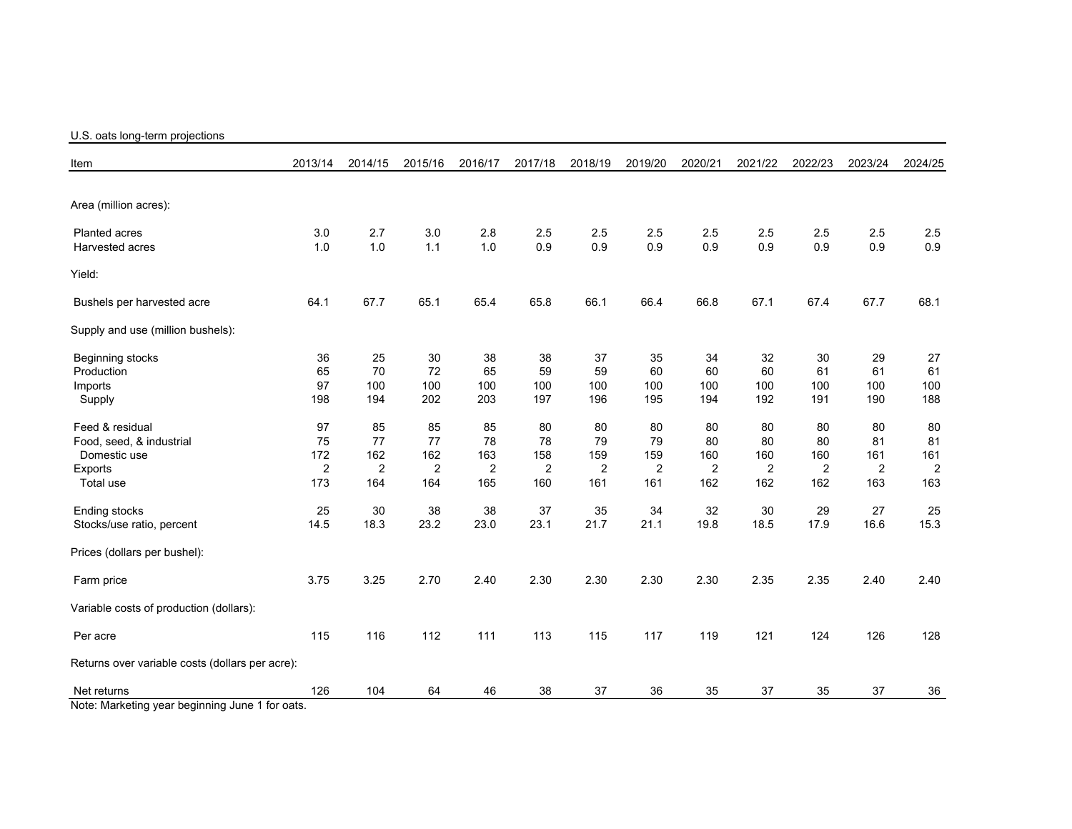U.S. oats long-term projections

| Item | 2013/14 | 2014/15 | 2015/16 | 2016/17 | 2017/18 | 2018/19 | 2019/20 | 2020/21 | 2021/22 | 2022/23 | 2023/24 | 2024/25 |
|---|---|---|---|---|---|---|---|---|---|---|---|---|
| Area (million acres): | | | | | | | | | | | | |
| Planted acres | 3.0 | 2.7 | 3.0 | 2.8 | 2.5 | 2.5 | 2.5 | 2.5 | 2.5 | 2.5 | 2.5 | 2.5 |
| Harvested acres | 1.0 | 1.0 | 1.1 | 1.0 | 0.9 | 0.9 | 0.9 | 0.9 | 0.9 | 0.9 | 0.9 | 0.9 |
| Yield: | | | | | | | | | | | | |
| Bushels per harvested acre | 64.1 | 67.7 | 65.1 | 65.4 | 65.8 | 66.1 | 66.4 | 66.8 | 67.1 | 67.4 | 67.7 | 68.1 |
| Supply and use (million bushels): | | | | | | | | | | | | |
| Beginning stocks | 36 | 25 | 30 | 38 | 38 | 37 | 35 | 34 | 32 | 30 | 29 | 27 |
| Production | 65 | 70 | 72 | 65 | 59 | 59 | 60 | 60 | 60 | 61 | 61 | 61 |
| Imports | 97 | 100 | 100 | 100 | 100 | 100 | 100 | 100 | 100 | 100 | 100 | 100 |
| Supply | 198 | 194 | 202 | 203 | 197 | 196 | 195 | 194 | 192 | 191 | 190 | 188 |
| Feed & residual | 97 | 85 | 85 | 85 | 80 | 80 | 80 | 80 | 80 | 80 | 80 | 80 |
| Food, seed, & industrial | 75 | 77 | 77 | 78 | 78 | 79 | 79 | 80 | 80 | 80 | 81 | 81 |
| Domestic use | 172 | 162 | 162 | 163 | 158 | 159 | 159 | 160 | 160 | 160 | 161 | 161 |
| Exports | 2 | 2 | 2 | 2 | 2 | 2 | 2 | 2 | 2 | 2 | 2 | 2 |
| Total use | 173 | 164 | 164 | 165 | 160 | 161 | 161 | 162 | 162 | 162 | 163 | 163 |
| Ending stocks | 25 | 30 | 38 | 38 | 37 | 35 | 34 | 32 | 30 | 29 | 27 | 25 |
| Stocks/use ratio, percent | 14.5 | 18.3 | 23.2 | 23.0 | 23.1 | 21.7 | 21.1 | 19.8 | 18.5 | 17.9 | 16.6 | 15.3 |
| Prices (dollars per bushel): | | | | | | | | | | | | |
| Farm price | 3.75 | 3.25 | 2.70 | 2.40 | 2.30 | 2.30 | 2.30 | 2.30 | 2.35 | 2.35 | 2.40 | 2.40 |
| Variable costs of production (dollars): | | | | | | | | | | | | |
| Per acre | 115 | 116 | 112 | 111 | 113 | 115 | 117 | 119 | 121 | 124 | 126 | 128 |
| Returns over variable costs (dollars per acre): | | | | | | | | | | | | |
| Net returns | 126 | 104 | 64 | 46 | 38 | 37 | 36 | 35 | 37 | 35 | 37 | 36 |

Note: Marketing year beginning June 1 for oats.